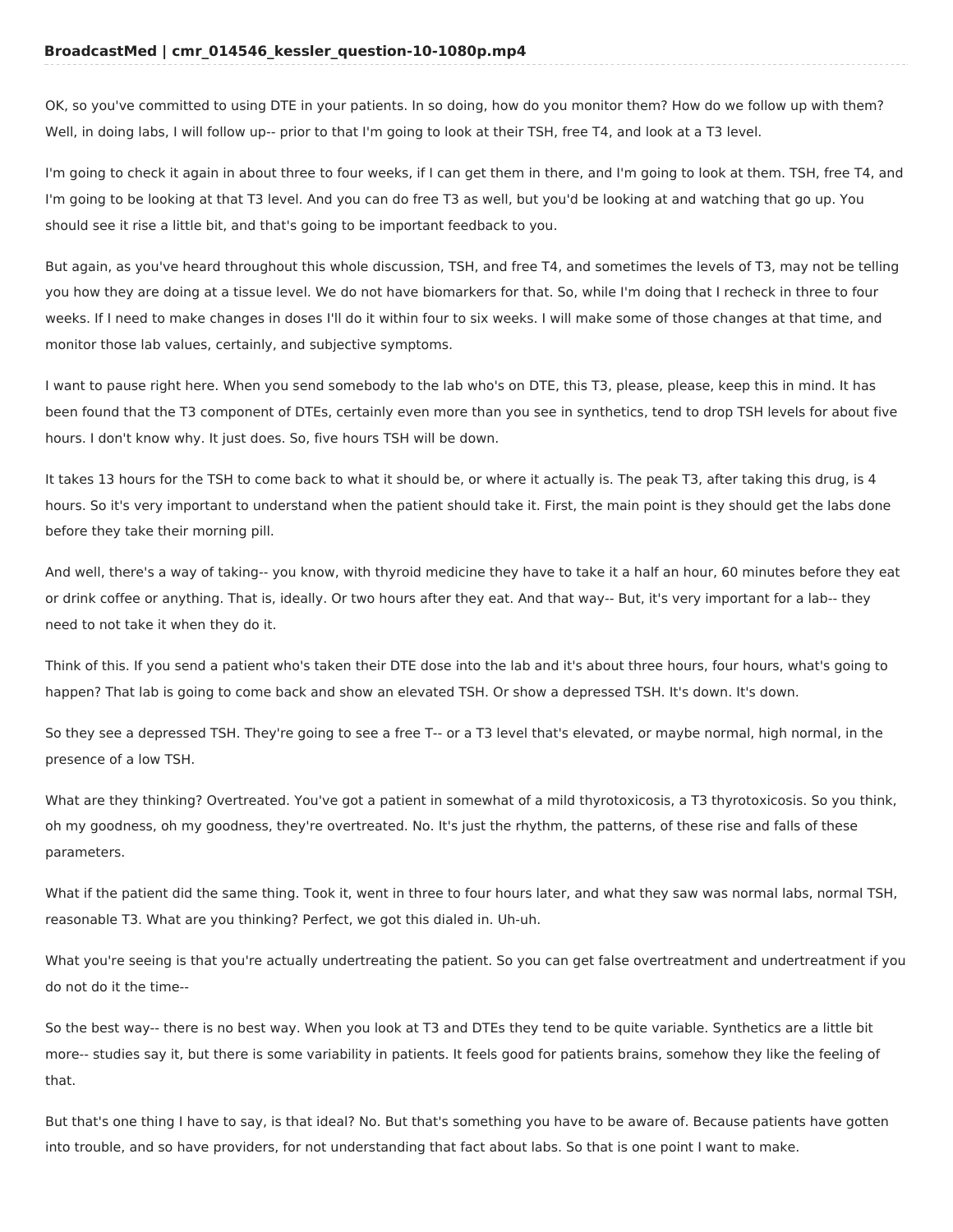**BroadcastMed | cmr_014546_kessler_question-10-1080p.mp4**

OK, so you've committed to using DTE in your patients. In so doing, how do you monitor them? How do we follow up with them? Well, in doing labs, I will follow up-- prior to that I'm going to look at their TSH, free T4, and look at a T3 level.

I'm going to check it again in about three to four weeks, if I can get them in there, and I'm going to look at them. TSH, free T4, and I'm going to be looking at that T3 level. And you can do free T3 as well, but you'd be looking at and watching that go up. You should see it rise a little bit, and that's going to be important feedback to you.

But again, as you've heard throughout this whole discussion, TSH, and free T4, and sometimes the levels of T3, may not be telling you how they are doing at a tissue level. We do not have biomarkers for that. So, while I'm doing that I recheck in three to four weeks. If I need to make changes in doses I'll do it within four to six weeks. I will make some of those changes at that time, and monitor those lab values, certainly, and subjective symptoms.

I want to pause right here. When you send somebody to the lab who's on DTE, this T3, please, please, keep this in mind. It has been found that the T3 component of DTEs, certainly even more than you see in synthetics, tend to drop TSH levels for about five hours. I don't know why. It just does. So, five hours TSH will be down.

It takes 13 hours for the TSH to come back to what it should be, or where it actually is. The peak T3, after taking this drug, is 4 hours. So it's very important to understand when the patient should take it. First, the main point is they should get the labs done before they take their morning pill.

And well, there's a way of taking-- you know, with thyroid medicine they have to take it a half an hour, 60 minutes before they eat or drink coffee or anything. That is, ideally. Or two hours after they eat. And that way-- But, it's very important for a lab-- they need to not take it when they do it.

Think of this. If you send a patient who's taken their DTE dose into the lab and it's about three hours, four hours, what's going to happen? That lab is going to come back and show an elevated TSH. Or show a depressed TSH. It's down. It's down.

So they see a depressed TSH. They're going to see a free T-- or a T3 level that's elevated, or maybe normal, high normal, in the presence of a low TSH.

What are they thinking? Overtreated. You've got a patient in somewhat of a mild thyrotoxicosis, a T3 thyrotoxicosis. So you think, oh my goodness, oh my goodness, they're overtreated. No. It's just the rhythm, the patterns, of these rise and falls of these parameters.

What if the patient did the same thing. Took it, went in three to four hours later, and what they saw was normal labs, normal TSH, reasonable T3. What are you thinking? Perfect, we got this dialed in. Uh-uh.

What you're seeing is that you're actually undertreating the patient. So you can get false overtreatment and undertreatment if you do not do it the time--

So the best way-- there is no best way. When you look at T3 and DTEs they tend to be quite variable. Synthetics are a little bit more-- studies say it, but there is some variability in patients. It feels good for patients brains, somehow they like the feeling of that.

But that's one thing I have to say, is that ideal? No. But that's something you have to be aware of. Because patients have gotten into trouble, and so have providers, for not understanding that fact about labs. So that is one point I want to make.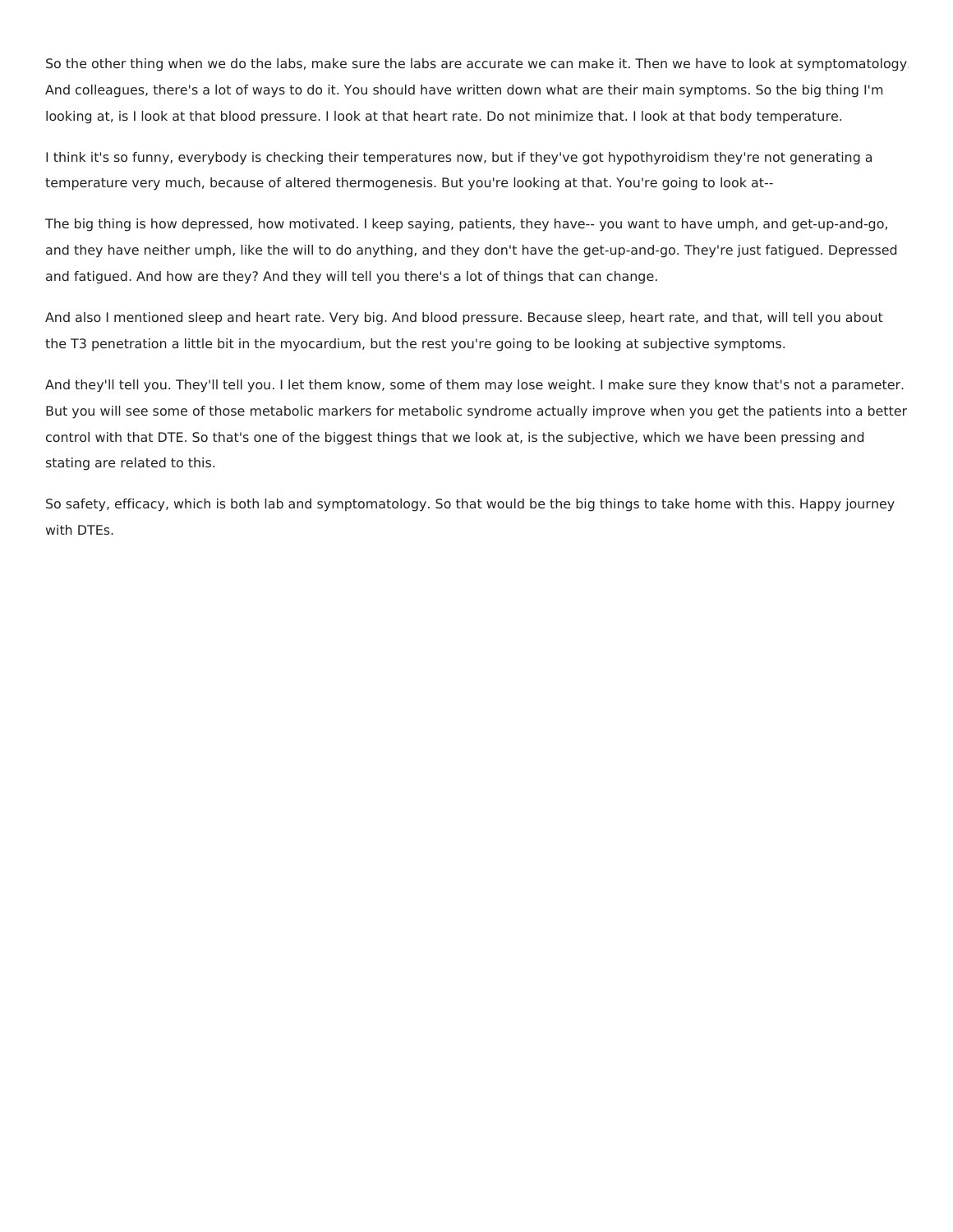So the other thing when we do the labs, make sure the labs are accurate we can make it. Then we have to look at symptomatology. And colleagues, there's a lot of ways to do it. You should have written down what are their main symptoms. So the big thing I'm looking at, is I look at that blood pressure. I look at that heart rate. Do not minimize that. I look at that body temperature.

I think it's so funny, everybody is checking their temperatures now, but if they've got hypothyroidism they're not generating a temperature very much, because of altered thermogenesis. But you're looking at that. You're going to look at--

The big thing is how depressed, how motivated. I keep saying, patients, they have-- you want to have umph, and get-up-and-go, and they have neither umph, like the will to do anything, and they don't have the get-up-and-go. They're just fatigued. Depressed and fatigued. And how are they? And they will tell you there's a lot of things that can change.

And also I mentioned sleep and heart rate. Very big. And blood pressure. Because sleep, heart rate, and that, will tell you about the T3 penetration a little bit in the myocardium, but the rest you're going to be looking at subjective symptoms.

And they'll tell you. They'll tell you. I let them know, some of them may lose weight. I make sure they know that's not a parameter. But you will see some of those metabolic markers for metabolic syndrome actually improve when you get the patients into a better control with that DTE. So that's one of the biggest things that we look at, is the subjective, which we have been pressing and stating are related to this.

So safety, efficacy, which is both lab and symptomatology. So that would be the big things to take home with this. Happy journey with DTEs.